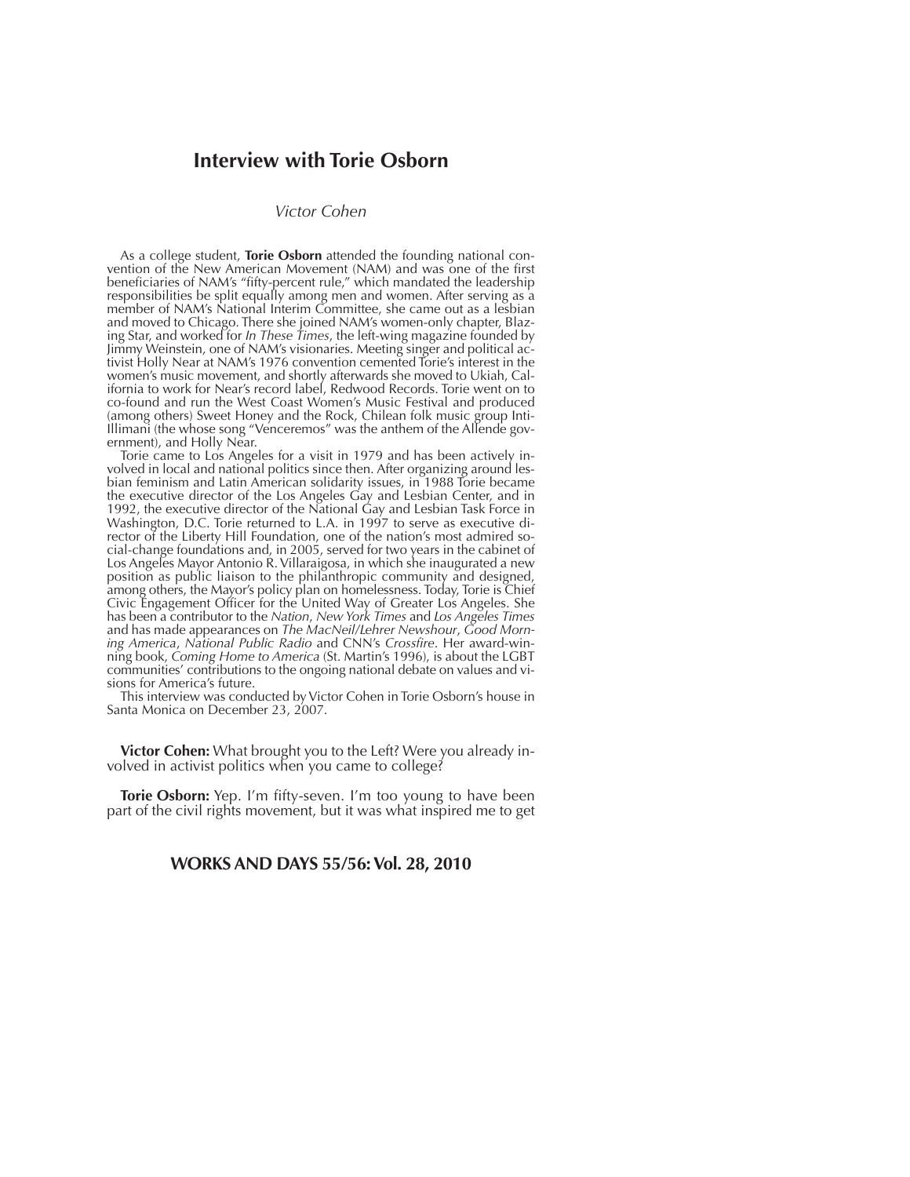# Interview with Torie Osborn

*Victor Cohen*

As a college student, **Torie Osborn** attended the founding national convention of the New American Movement (NAM) and was one of the first beneficiaries of NAM's "fifty-percent rule," which mandated the leadership responsibilities be split equally among men and women. After serving as a member of NAM's National Interim Committee, she came out as a lesbian and moved to Chicago. There she joined NAM's women-only chapter, Blazing Star, and worked for *In These Times*, the left-wing magazine founded by Jimmy Weinstein, one of NAM's visionaries. Meeting singer and political activist Holly Near at NAM's 1976 convention cemented Torie's interest in the women's music movement, and shortly afterwards she moved to Ukiah, California to work for Near's record label, Redwood Records. Torie went on to co-found and run the West Coast Women's Music Festival and produced (among others) Sweet Honey and the Rock, Chilean folk music group Inti-Illimani (the whose song "Venceremos" was the anthem of the Allende government), and Holly Near.

Torie came to Los Angeles for a visit in 1979 and has been actively involved in local and national politics since then. After organizing around lesbian feminism and Latin American solidarity issues, in 1988 Torie became the executive director of the Los Angeles Gay and Lesbian Center, and in 1992, the executive director of the National Gay and Lesbian Task Force in Washington, D.C. Torie returned to L.A. in 1997 to serve as executive director of the Liberty Hill Foundation, one of the nation's most admired social-change foundations and, in 2005, served for two years in the cabinet of Los Angeles Mayor Antonio R. Villaraigosa, in which she inaugurated a new position as public liaison to the philanthropic community and designed, among others, the Mayor's policy plan on homelessness. Today, Torie is Chief Civic Engagement Officer for the United Way of Greater Los Angeles. She has been a contributor to the *Nation*, *New York Times* and *Los Angeles Times* and has made appearances on *The MacNeil/Lehrer Newshour*, *Good Morning America*, *National Public Radio* and CNN's *Crossfire*. Her award-winning book, *Coming Home to America* (St. Martin's 1996), is about the LGBT communities' contributions to the ongoing national debate on values and visions for America's future.

This interview was conducted by Victor Cohen in Torie Osborn's house in Santa Monica on December 23, 2007.

**Victor Cohen:** What brought you to the Left? Were you already involved in activist politics when you came to college?

**Torie Osborn:** Yep. I'm fifty-seven. I'm too young to have been part of the civil rights movement, but it was what inspired me to get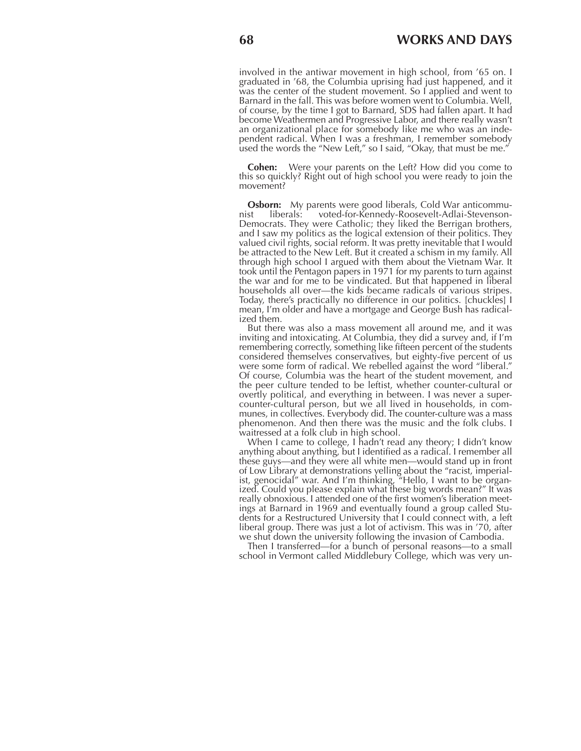involved in the antiwar movement in high school, from '65 on. I graduated in '68, the Columbia uprising had just happened, and it was the center of the student movement. So I applied and went to Barnard in the fall. This was before women went to Columbia. Well, of course, by the time I got to Barnard, SDS had fallen apart. It had become Weathermen and Progressive Labor, and there really wasn't an organizational place for somebody like me who was an independent radical. When I was a freshman, I remember somebody used the words the "New Left," so I said, "Okay, that must be me."

**Cohen:** Were your parents on the Left? How did you come to this so quickly? Right out of high school you were ready to join the movement?

**Osborn:** My parents were good liberals, Cold War anticommunist liberals: voted-for-Kennedy-Roosevelt-Adlai-Stevenson-Democrats. They were Catholic; they liked the Berrigan brothers, and I saw my politics as the logical extension of their politics. They valued civil rights, social reform. It was pretty inevitable that I would be attracted to the New Left. But it created a schism in my family. All through high school I argued with them about the Vietnam War. It took until the Pentagon papers in 1971 for my parents to turn against the war and for me to be vindicated. But that happened in liberal households all over—the kids became radicals of various stripes. Today, there's practically no difference in our politics. [chuckles] I mean, I'm older and have a mortgage and George Bush has radicalized them.

But there was also a mass movement all around me, and it was inviting and intoxicating. At Columbia, they did a survey and, if I'm remembering correctly, something like fifteen percent of the students considered themselves conservatives, but eighty-five percent of us were some form of radical. We rebelled against the word "liberal." Of course, Columbia was the heart of the student movement, and the peer culture tended to be leftist, whether counter-cultural or overtly political, and everything in between. I was never a super-counter-cultural person, but we all lived in households, in communes, in collectives. Everybody did. The counter-culture was a mass phenomenon. And then there was the music and the folk clubs. I waitressed at a folk club in high school.

When I came to college, I hadn't read any theory; I didn't know anything about anything, but I identified as a radical. I remember all these guys—and they were all white men—would stand up in front of Low Library at demonstrations yelling about the "racist, imperialist, genocidal" war. And I'm thinking, "Hello, I want to be organized. Could you please explain what these big words mean?" It was really obnoxious. I attended one of the first women's liberation meetings at Barnard in 1969 and eventually found a group called Students for a Restructured University that I could connect with, a left liberal group. There was just a lot of activism. This was in '70, after we shut down the university following the invasion of Cambodia.

Then I transferred—for a bunch of personal reasons—to a small school in Vermont called Middlebury College, which was very un-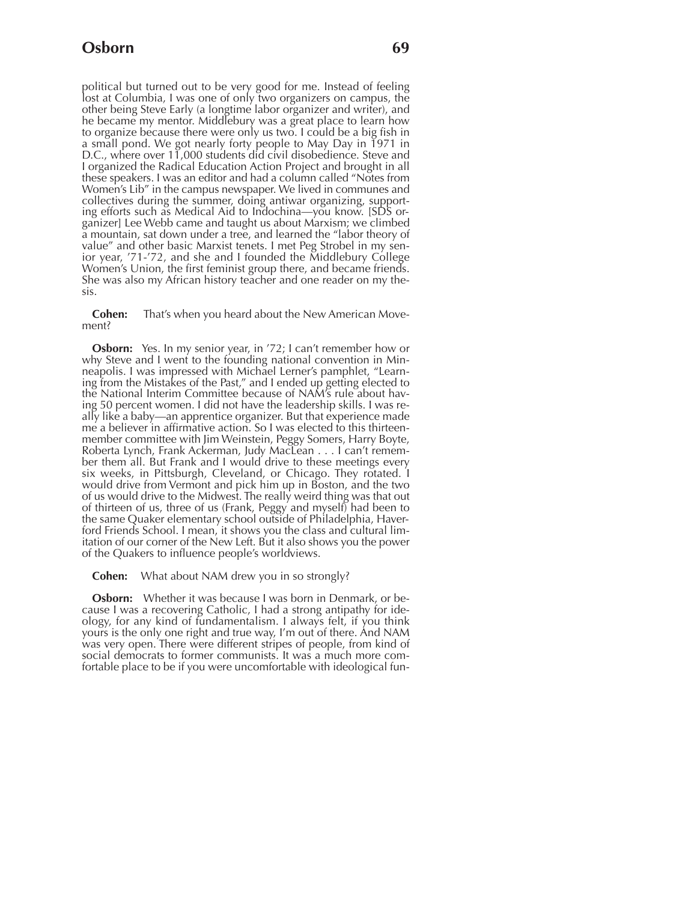political but turned out to be very good for me. Instead of feeling lost at Columbia, I was one of only two organizers on campus, the other being Steve Early (a longtime labor organizer and writer), and he became my mentor. Middlebury was a great place to learn how to organize because there were only us two. I could be a big fish in a small pond. We got nearly forty people to May Day in 1971 in D.C., where over 11,000 students did civil disobedience. Steve and I organized the Radical Education Action Project and brought in all these speakers. I was an editor and had a column called "Notes from Women's Lib" in the campus newspaper. We lived in communes and collectives during the summer, doing antiwar organizing, supporting efforts such as Medical Aid to Indochina—you know. [SDS organizer] Lee Webb came and taught us about Marxism; we climbed a mountain, sat down under a tree, and learned the "labor theory of value" and other basic Marxist tenets. I met Peg Strobel in my senior year, '71-'72, and she and I founded the Middlebury College Women's Union, the first feminist group there, and became friends. She was also my African history teacher and one reader on my thesis.

**Cohen:** That's when you heard about the New American Movement?

**Osborn:** Yes. In my senior year, in '72; I can't remember how or why Steve and I went to the founding national convention in Minneapolis. I was impressed with Michael Lerner's pamphlet, "Learning from the Mistakes of the Past," and I ended up getting elected to the National Interim Committee because of NAM's rule about having 50 percent women. I did not have the leadership skills. I was really like a baby—an apprentice organizer. But that experience made me a believer in affirmative action. So I was elected to this thirteen-member committee with Jim Weinstein, Peggy Somers, Harry Boyte, Roberta Lynch, Frank Ackerman, Judy MacLean . . . I can't remember them all. But Frank and I would drive to these meetings every six weeks, in Pittsburgh, Cleveland, or Chicago. They rotated. I would drive from Vermont and pick him up in Boston, and the two of us would drive to the Midwest. The really weird thing was that out of thirteen of us, three of us (Frank, Peggy and myself) had been to the same Quaker elementary school outside of Philadelphia, Haverford Friends School. I mean, it shows you the class and cultural limitation of our corner of the New Left. But it also shows you the power of the Quakers to influence people's worldviews.

**Cohen:** What about NAM drew you in so strongly?

**Osborn:** Whether it was because I was born in Denmark, or because I was a recovering Catholic, I had a strong antipathy for ideology, for any kind of fundamentalism. I always felt, if you think yours is the only one right and true way, I'm out of there. And NAM was very open. There were different stripes of people, from kind of social democrats to former communists. It was a much more comfortable place to be if you were uncomfortable with ideological fun-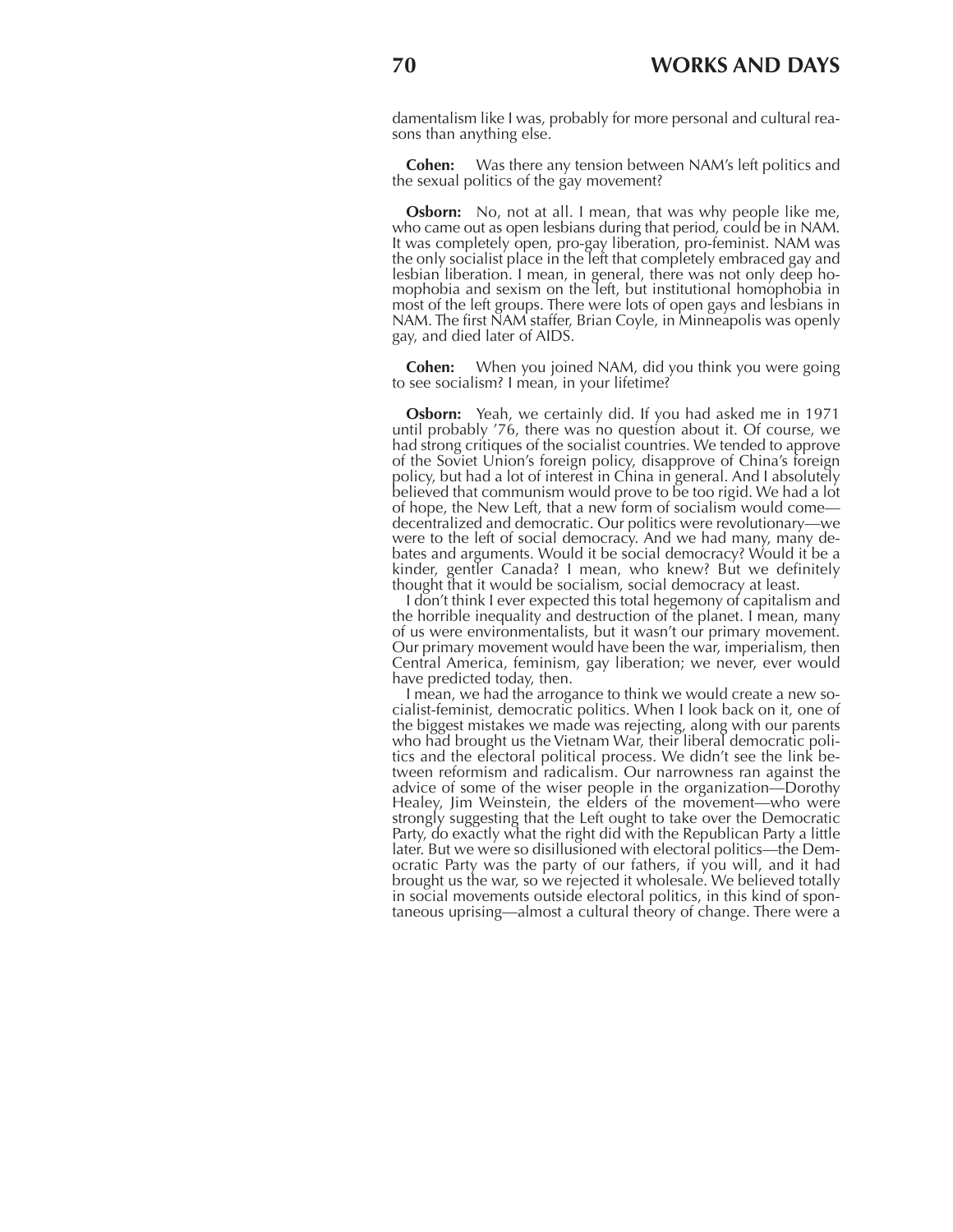damentalism like I was, probably for more personal and cultural reasons than anything else.

**Cohen:** Was there any tension between NAM's left politics and the sexual politics of the gay movement?

**Osborn:** No, not at all. I mean, that was why people like me, who came out as open lesbians during that period, could be in NAM. It was completely open, pro-gay liberation, pro-feminist. NAM was the only socialist place in the left that completely embraced gay and lesbian liberation. I mean, in general, there was not only deep homophobia and sexism on the left, but institutional homophobia in most of the left groups. There were lots of open gays and lesbians in NAM. The first NAM staffer, Brian Coyle, in Minneapolis was openly gay, and died later of AIDS.

**Cohen:** When you joined NAM, did you think you were going to see socialism? I mean, in your lifetime?

**Osborn:** Yeah, we certainly did. If you had asked me in 1971 until probably '76, there was no question about it. Of course, we had strong critiques of the socialist countries. We tended to approve of the Soviet Union's foreign policy, disapprove of China's foreign policy, but had a lot of interest in China in general. And I absolutely believed that communism would prove to be too rigid. We had a lot of hope, the New Left, that a new form of socialism would come—decentralized and democratic. Our politics were revolutionary—we were to the left of social democracy. And we had many, many debates and arguments. Would it be social democracy? Would it be a kinder, gentler Canada? I mean, who knew? But we definitely thought that it would be socialism, social democracy at least.

I don't think I ever expected this total hegemony of capitalism and the horrible inequality and destruction of the planet. I mean, many of us were environmentalists, but it wasn't our primary movement. Our primary movement would have been the war, imperialism, then Central America, feminism, gay liberation; we never, ever would have predicted today, then.

I mean, we had the arrogance to think we would create a new socialist-feminist, democratic politics. When I look back on it, one of the biggest mistakes we made was rejecting, along with our parents who had brought us the Vietnam War, their liberal democratic politics and the electoral political process. We didn't see the link between reformism and radicalism. Our narrowness ran against the advice of some of the wiser people in the organization—Dorothy Healey, Jim Weinstein, the elders of the movement—who were strongly suggesting that the Left ought to take over the Democratic Party, do exactly what the right did with the Republican Party a little later. But we were so disillusioned with electoral politics—the Democratic Party was the party of our fathers, if you will, and it had brought us the war, so we rejected it wholesale. We believed totally in social movements outside electoral politics, in this kind of spontaneous uprising—almost a cultural theory of change. There were a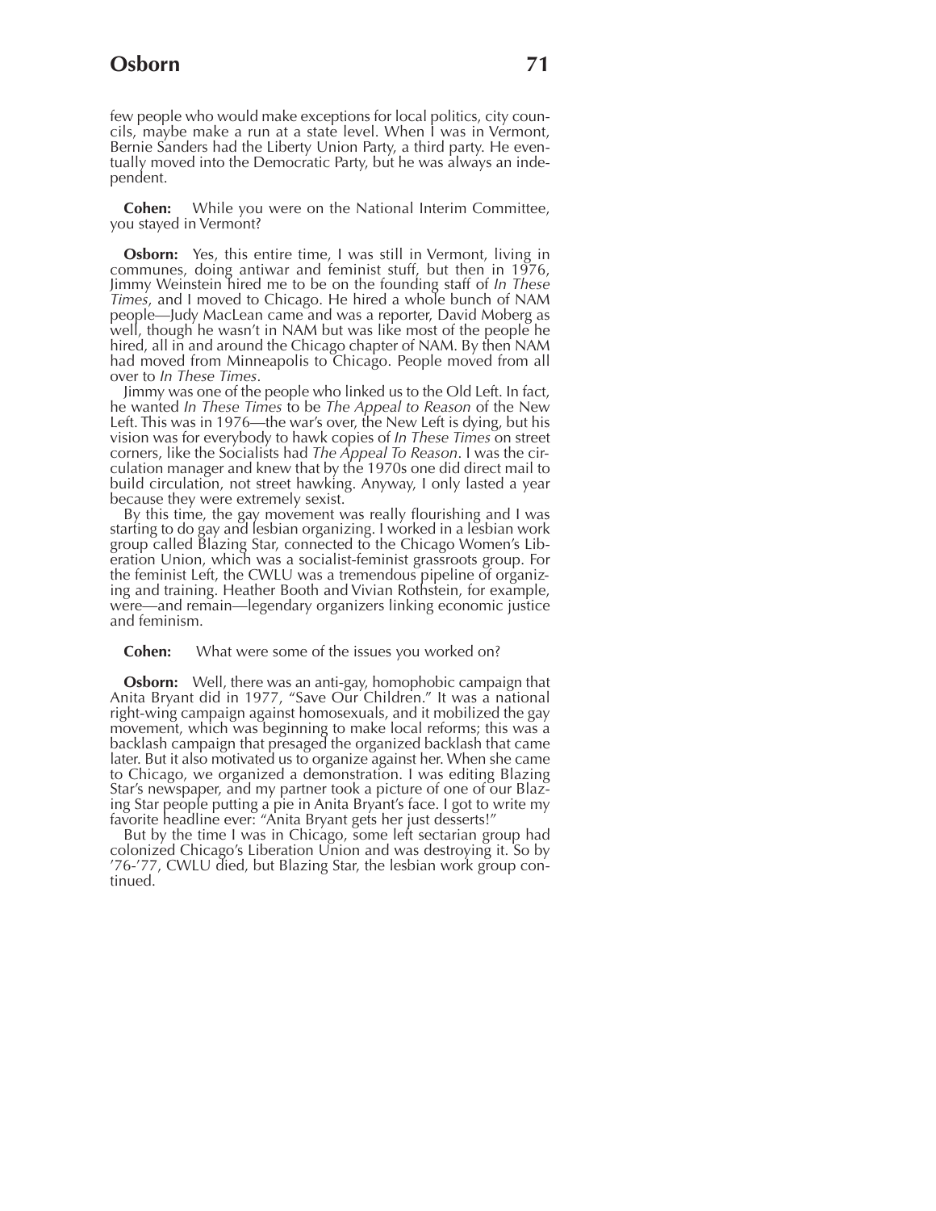few people who would make exceptions for local politics, city councils, maybe make a run at a state level. When I was in Vermont, Bernie Sanders had the Liberty Union Party, a third party. He eventually moved into the Democratic Party, but he was always an independent.

**Cohen:** While you were on the National Interim Committee, you stayed in Vermont?

**Osborn:** Yes, this entire time, I was still in Vermont, living in communes, doing antiwar and feminist stuff, but then in 1976, Jimmy Weinstein hired me to be on the founding staff of *In These Times*, and I moved to Chicago. He hired a whole bunch of NAM people—Judy MacLean came and was a reporter, David Moberg as well, though he wasn't in NAM but was like most of the people he hired, all in and around the Chicago chapter of NAM. By then NAM had moved from Minneapolis to Chicago. People moved from all over to *In These Times*.

Jimmy was one of the people who linked us to the Old Left. In fact, he wanted *In These Times* to be *The Appeal to Reason* of the New Left. This was in 1976—the war's over, the New Left is dying, but his vision was for everybody to hawk copies of *In These Times* on street corners, like the Socialists had *The Appeal To Reason*. I was the circulation manager and knew that by the 1970s one did direct mail to build circulation, not street hawking. Anyway, I only lasted a year because they were extremely sexist.

By this time, the gay movement was really flourishing and I was starting to do gay and lesbian organizing. I worked in a lesbian work group called Blazing Star, connected to the Chicago Women's Liberation Union, which was a socialist-feminist grassroots group. For the feminist Left, the CWLU was a tremendous pipeline of organizing and training. Heather Booth and Vivian Rothstein, for example, were—and remain—legendary organizers linking economic justice and feminism.

**Cohen:** What were some of the issues you worked on?

**Osborn:** Well, there was an anti-gay, homophobic campaign that Anita Bryant did in 1977, "Save Our Children." It was a national right-wing campaign against homosexuals, and it mobilized the gay movement, which was beginning to make local reforms; this was a backlash campaign that presaged the organized backlash that came later. But it also motivated us to organize against her. When she came to Chicago, we organized a demonstration. I was editing Blazing Star's newspaper, and my partner took a picture of one of our Blazing Star people putting a pie in Anita Bryant's face. I got to write my favorite headline ever: "Anita Bryant gets her just desserts!"

But by the time I was in Chicago, some left sectarian group had colonized Chicago's Liberation Union and was destroying it. So by '76-'77, CWLU died, but Blazing Star, the lesbian work group continued.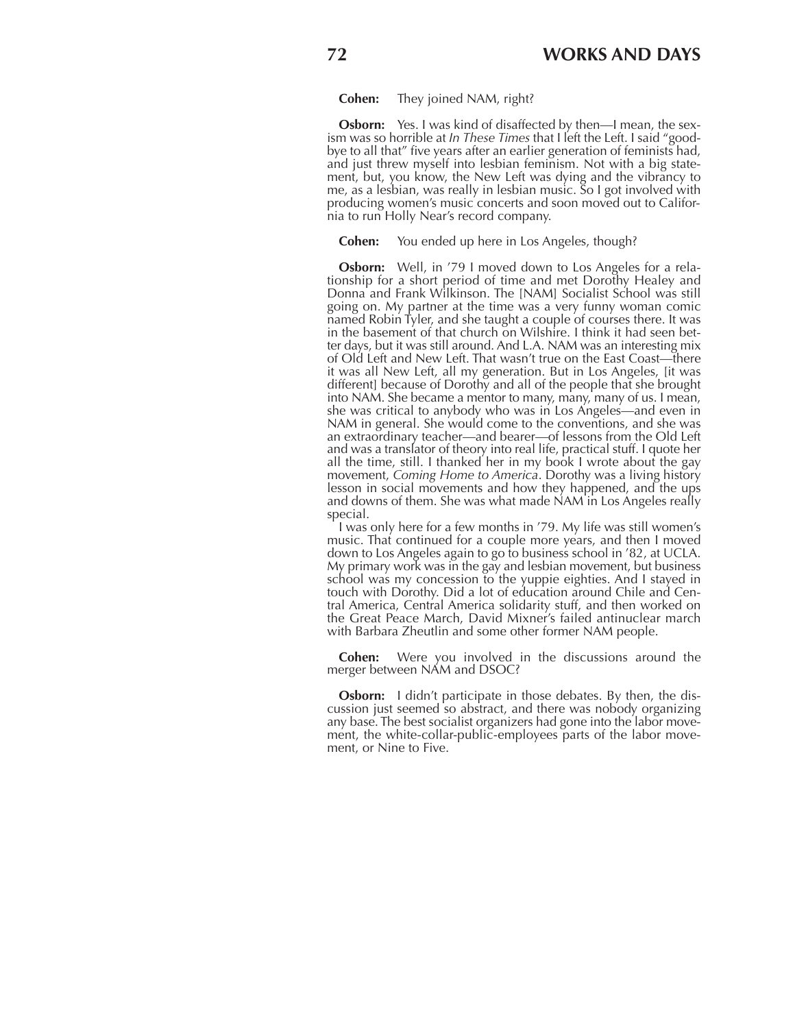**Cohen:** They joined NAM, right?

**Osborn:** Yes. I was kind of disaffected by then—I mean, the sexism was so horrible at *In These Times* that I left the Left. I said "goodbye to all that" five years after an earlier generation of feminists had, and just threw myself into lesbian feminism. Not with a big statement, but, you know, the New Left was dying and the vibrancy to me, as a lesbian, was really in lesbian music. So I got involved with producing women's music concerts and soon moved out to California to run Holly Near's record company.

**Cohen:** You ended up here in Los Angeles, though?

**Osborn:** Well, in '79 I moved down to Los Angeles for a relationship for a short period of time and met Dorothy Healey and Donna and Frank Wilkinson. The [NAM] Socialist School was still going on. My partner at the time was a very funny woman comic named Robin Tyler, and she taught a couple of courses there. It was in the basement of that church on Wilshire. I think it had seen better days, but it was still around. And L.A. NAM was an interesting mix of Old Left and New Left. That wasn't true on the East Coast—there it was all New Left, all my generation. But in Los Angeles, [it was different] because of Dorothy and all of the people that she brought into NAM. She became a mentor to many, many, many of us. I mean, she was critical to anybody who was in Los Angeles—and even in NAM in general. She would come to the conventions, and she was an extraordinary teacher—and bearer—of lessons from the Old Left and was a translator of theory into real life, practical stuff. I quote her all the time, still. I thanked her in my book I wrote about the gay movement, *Coming Home to America*. Dorothy was a living history lesson in social movements and how they happened, and the ups and downs of them. She was what made NAM in Los Angeles really special.

I was only here for a few months in '79. My life was still women's music. That continued for a couple more years, and then I moved down to Los Angeles again to go to business school in '82, at UCLA. My primary work was in the gay and lesbian movement, but business school was my concession to the yuppie eighties. And I stayed in touch with Dorothy. Did a lot of education around Chile and Central America, Central America solidarity stuff, and then worked on the Great Peace March, David Mixner's failed antinuclear march with Barbara Zheutlin and some other former NAM people.

**Cohen:** Were you involved in the discussions around the merger between NAM and DSOC?

**Osborn:** I didn't participate in those debates. By then, the discussion just seemed so abstract, and there was nobody organizing any base. The best socialist organizers had gone into the labor movement, the white-collar-public-employees parts of the labor movement, or Nine to Five.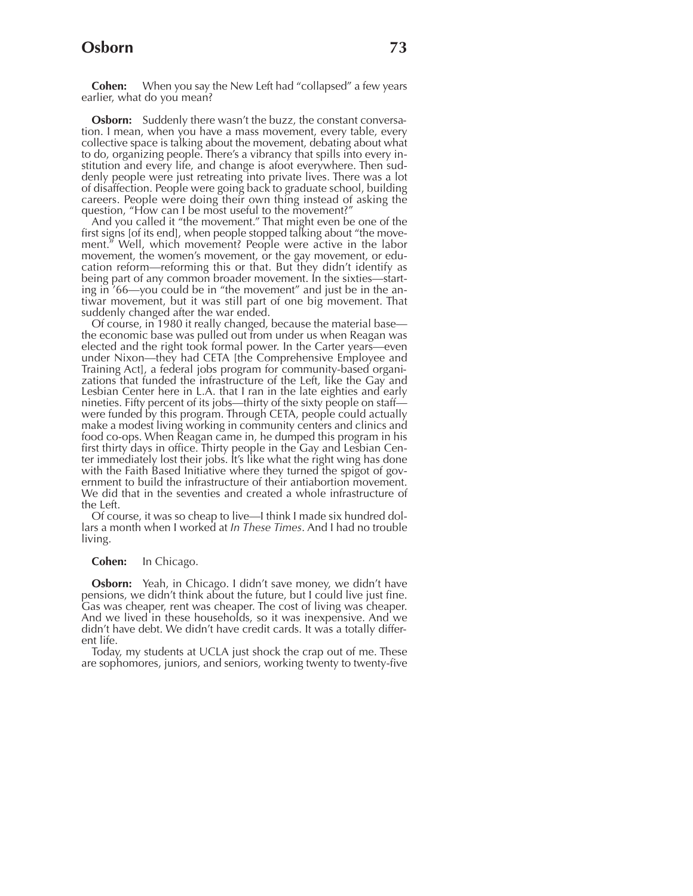**Cohen:** When you say the New Left had "collapsed" a few years earlier, what do you mean?

**Osborn:** Suddenly there wasn't the buzz, the constant conversation. I mean, when you have a mass movement, every table, every collective space is talking about the movement, debating about what to do, organizing people. There's a vibrancy that spills into every institution and every life, and change is afoot everywhere. Then suddenly people were just retreating into private lives. There was a lot of disaffection. People were going back to graduate school, building careers. People were doing their own thing instead of asking the question, "How can I be most useful to the movement?"

And you called it "the movement." That might even be one of the first signs [of its end], when people stopped talking about "the movement." Well, which movement? People were active in the labor movement, the women's movement, or the gay movement, or education reform—reforming this or that. But they didn't identify as being part of any common broader movement. In the sixties—starting in '66—you could be in "the movement" and just be in the antiwar movement, but it was still part of one big movement. That suddenly changed after the war ended.

Of course, in 1980 it really changed, because the material base—the economic base was pulled out from under us when Reagan was elected and the right took formal power. In the Carter years—even under Nixon—they had CETA [the Comprehensive Employee and Training Act], a federal jobs program for community-based organizations that funded the infrastructure of the Left, like the Gay and Lesbian Center here in L.A. that I ran in the late eighties and early nineties. Fifty percent of its jobs—thirty of the sixty people on staff—were funded by this program. Through CETA, people could actually make a modest living working in community centers and clinics and food co-ops. When Reagan came in, he dumped this program in his first thirty days in office. Thirty people in the Gay and Lesbian Center immediately lost their jobs. It's like what the right wing has done with the Faith Based Initiative where they turned the spigot of government to build the infrastructure of their antiabortion movement. We did that in the seventies and created a whole infrastructure of the Left.

Of course, it was so cheap to live—I think I made six hundred dollars a month when I worked at *In These Times*. And I had no trouble living.

**Cohen:** In Chicago.

**Osborn:** Yeah, in Chicago. I didn't save money, we didn't have pensions, we didn't think about the future, but I could live just fine. Gas was cheaper, rent was cheaper. The cost of living was cheaper. And we lived in these households, so it was inexpensive. And we didn't have debt. We didn't have credit cards. It was a totally different life.

Today, my students at UCLA just shock the crap out of me. These are sophomores, juniors, and seniors, working twenty to twenty-five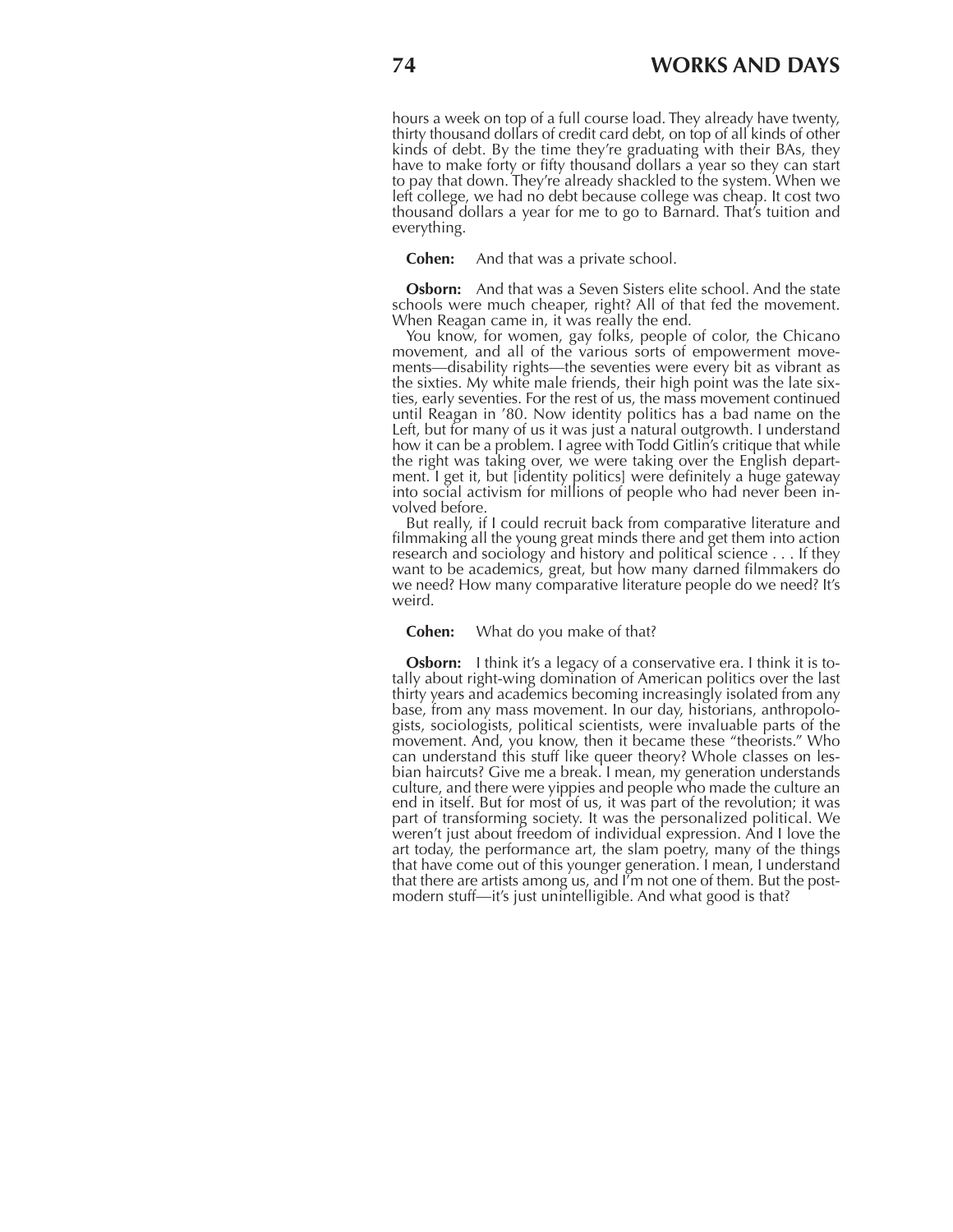hours a week on top of a full course load. They already have twenty, thirty thousand dollars of credit card debt, on top of all kinds of other kinds of debt. By the time they're graduating with their BAs, they have to make forty or fifty thousand dollars a year so they can start to pay that down. They're already shackled to the system. When we left college, we had no debt because college was cheap. It cost two thousand dollars a year for me to go to Barnard. That's tuition and everything.

**Cohen:** And that was a private school.

**Osborn:** And that was a Seven Sisters elite school. And the state schools were much cheaper, right? All of that fed the movement. When Reagan came in, it was really the end.

You know, for women, gay folks, people of color, the Chicano movement, and all of the various sorts of empowerment movements—disability rights—the seventies were every bit as vibrant as the sixties. My white male friends, their high point was the late sixties, early seventies. For the rest of us, the mass movement continued until Reagan in '80. Now identity politics has a bad name on the Left, but for many of us it was just a natural outgrowth. I understand how it can be a problem. I agree with Todd Gitlin's critique that while the right was taking over, we were taking over the English department. I get it, but [identity politics] were definitely a huge gateway into social activism for millions of people who had never been involved before.

But really, if I could recruit back from comparative literature and filmmaking all the young great minds there and get them into action research and sociology and history and political science . . . If they want to be academics, great, but how many darned filmmakers do we need? How many comparative literature people do we need? It's weird.

**Cohen:** What do you make of that?

**Osborn:** I think it's a legacy of a conservative era. I think it is totally about right-wing domination of American politics over the last thirty years and academics becoming increasingly isolated from any base, from any mass movement. In our day, historians, anthropologists, sociologists, political scientists, were invaluable parts of the movement. And, you know, then it became these "theorists." Who can understand this stuff like queer theory? Whole classes on lesbian haircuts? Give me a break. I mean, my generation understands culture, and there were yippies and people who made the culture an end in itself. But for most of us, it was part of the revolution; it was part of transforming society. It was the personalized political. We weren't just about freedom of individual expression. And I love the art today, the performance art, the slam poetry, many of the things that have come out of this younger generation. I mean, I understand that there are artists among us, and I'm not one of them. But the postmodern stuff—it's just unintelligible. And what good is that?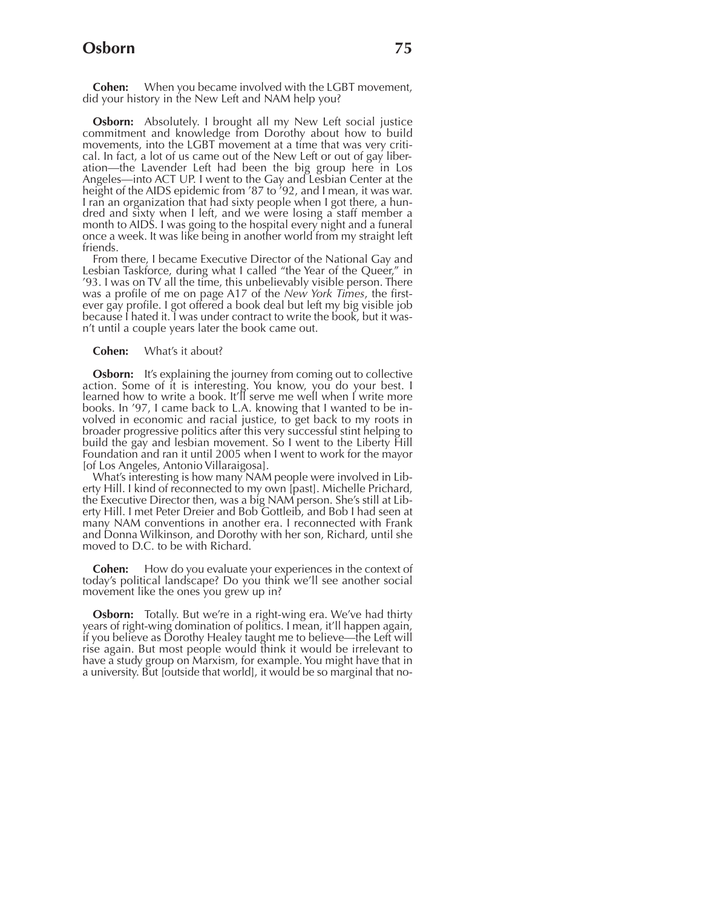**Cohen:** When you became involved with the LGBT movement, did your history in the New Left and NAM help you?

**Osborn:** Absolutely. I brought all my New Left social justice commitment and knowledge from Dorothy about how to build movements, into the LGBT movement at a time that was very critical. In fact, a lot of us came out of the New Left or out of gay liberation—the Lavender Left had been the big group here in Los Angeles—into ACT UP. I went to the Gay and Lesbian Center at the height of the AIDS epidemic from '87 to '92, and I mean, it was war. I ran an organization that had sixty people when I got there, a hundred and sixty when I left, and we were losing a staff member a month to AIDS. I was going to the hospital every night and a funeral once a week. It was like being in another world from my straight left friends.

From there, I became Executive Director of the National Gay and Lesbian Taskforce, during what I called "the Year of the Queer," in '93. I was on TV all the time, this unbelievably visible person. There was a profile of me on page A17 of the *New York Times*, the first-ever gay profile. I got offered a book deal but left my big visible job because I hated it. I was under contract to write the book, but it wasn't until a couple years later the book came out.

**Cohen:** What's it about?

**Osborn:** It's explaining the journey from coming out to collective action. Some of it is interesting. You know, you do your best. I learned how to write a book. It'll serve me well when I write more books. In '97, I came back to L.A. knowing that I wanted to be involved in economic and racial justice, to get back to my roots in broader progressive politics after this very successful stint helping to build the gay and lesbian movement. So I went to the Liberty Hill Foundation and ran it until 2005 when I went to work for the mayor [of Los Angeles, Antonio Villaraigosa].

What's interesting is how many NAM people were involved in Liberty Hill. I kind of reconnected to my own [past]. Michelle Prichard, the Executive Director then, was a big NAM person. She's still at Liberty Hill. I met Peter Dreier and Bob Gottleib, and Bob I had seen at many NAM conventions in another era. I reconnected with Frank and Donna Wilkinson, and Dorothy with her son, Richard, until she moved to D.C. to be with Richard.

**Cohen:** How do you evaluate your experiences in the context of today's political landscape? Do you think we'll see another social movement like the ones you grew up in?

**Osborn:** Totally. But we're in a right-wing era. We've had thirty years of right-wing domination of politics. I mean, it'll happen again, if you believe as Dorothy Healey taught me to believe—the Left will rise again. But most people would think it would be irrelevant to have a study group on Marxism, for example. You might have that in a university. But [outside that world], it would be so marginal that no-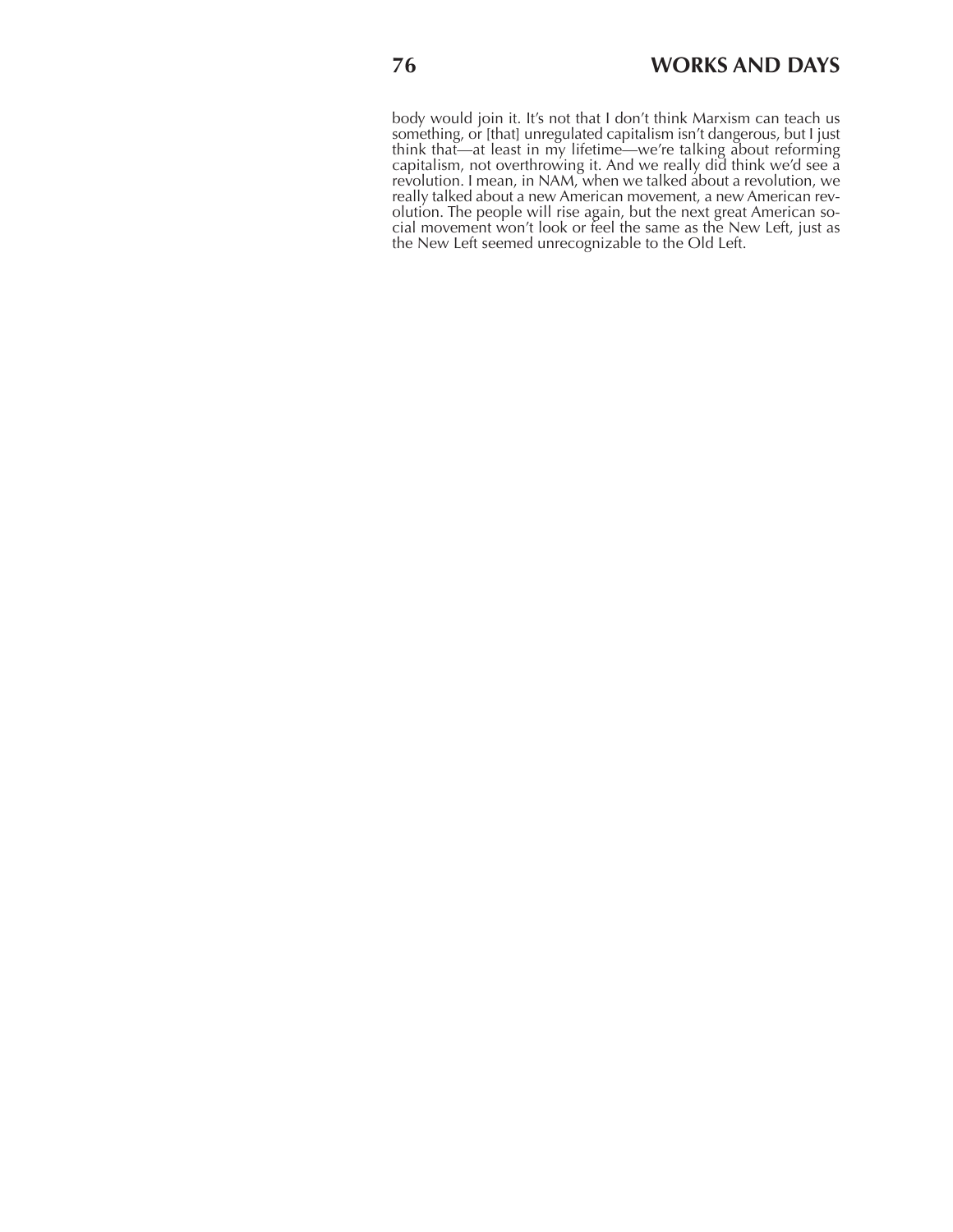body would join it. It's not that I don't think Marxism can teach us something, or [that] unregulated capitalism isn't dangerous, but I just think that—at least in my lifetime—we're talking about reforming capitalism, not overthrowing it. And we really did think we'd see a revolution. I mean, in NAM, when we talked about a revolution, we really talked about a new American movement, a new American revolution. The people will rise again, but the next great American social movement won't look or feel the same as the New Left, just as the New Left seemed unrecognizable to the Old Left.